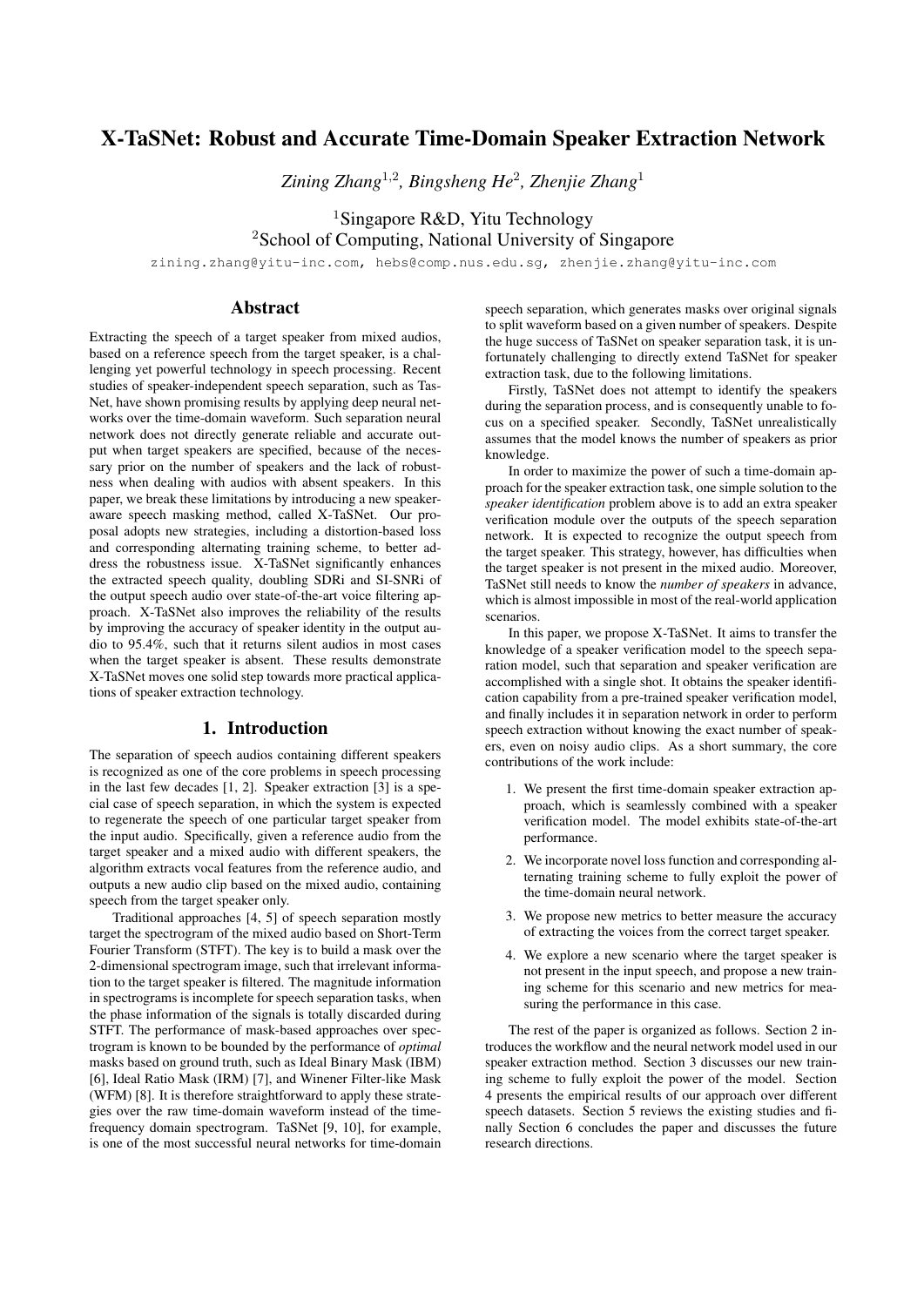# X-TaSNet: Robust and Accurate Time-Domain Speaker Extraction Network

*Zining Zhang*[1,2]*, Bingsheng He*[2]*, Zhenjie Zhang*[1]

[1]Singapore R&D, Yitu Technology
[2]School of Computing, National University of Singapore

zining.zhang@yitu-inc.com, hebs@comp.nus.edu.sg, zhenjie.zhang@yitu-inc.com

## Abstract

Extracting the speech of a target speaker from mixed audios, based on a reference speech from the target speaker, is a challenging yet powerful technology in speech processing. Recent studies of speaker-independent speech separation, such as TasNet, have shown promising results by applying deep neural networks over the time-domain waveform. Such separation neural network does not directly generate reliable and accurate output when target speakers are specified, because of the necessary prior on the number of speakers and the lack of robustness when dealing with audios with absent speakers. In this paper, we break these limitations by introducing a new speaker-aware speech masking method, called X-TaSNet. Our proposal adopts new strategies, including a distortion-based loss and corresponding alternating training scheme, to better address the robustness issue. X-TaSNet significantly enhances the extracted speech quality, doubling SDRi and SI-SNRi of the output speech audio over state-of-the-art voice filtering approach. X-TaSNet also improves the reliability of the results by improving the accuracy of speaker identity in the output audio to 95.4%, such that it returns silent audios in most cases when the target speaker is absent. These results demonstrate X-TaSNet moves one solid step towards more practical applications of speaker extraction technology.

## 1. Introduction

The separation of speech audios containing different speakers is recognized as one of the core problems in speech processing in the last few decades [1, 2]. Speaker extraction [3] is a special case of speech separation, in which the system is expected to regenerate the speech of one particular target speaker from the input audio. Specifically, given a reference audio from the target speaker and a mixed audio with different speakers, the algorithm extracts vocal features from the reference audio, and outputs a new audio clip based on the mixed audio, containing speech from the target speaker only.

Traditional approaches [4, 5] of speech separation mostly target the spectrogram of the mixed audio based on Short-Term Fourier Transform (STFT). The key is to build a mask over the 2-dimensional spectrogram image, such that irrelevant information to the target speaker is filtered. The magnitude information in spectrograms is incomplete for speech separation tasks, when the phase information of the signals is totally discarded during STFT. The performance of mask-based approaches over spectrogram is known to be bounded by the performance of *optimal* masks based on ground truth, such as Ideal Binary Mask (IBM) [6], Ideal Ratio Mask (IRM) [7], and Winener Filter-like Mask (WFM) [8]. It is therefore straightforward to apply these strategies over the raw time-domain waveform instead of the time-frequency domain spectrogram. TaSNet [9, 10], for example, is one of the most successful neural networks for time-domain speech separation, which generates masks over original signals to split waveform based on a given number of speakers. Despite the huge success of TaSNet on speaker separation task, it is unfortunately challenging to directly extend TaSNet for speaker extraction task, due to the following limitations.

Firstly, TaSNet does not attempt to identify the speakers during the separation process, and is consequently unable to focus on a specified speaker. Secondly, TaSNet unrealistically assumes that the model knows the number of speakers as prior knowledge.

In order to maximize the power of such a time-domain approach for the speaker extraction task, one simple solution to the *speaker identification* problem above is to add an extra speaker verification module over the outputs of the speech separation network. It is expected to recognize the output speech from the target speaker. This strategy, however, has difficulties when the target speaker is not present in the mixed audio. Moreover, TaSNet still needs to know the *number of speakers* in advance, which is almost impossible in most of the real-world application scenarios.

In this paper, we propose X-TaSNet. It aims to transfer the knowledge of a speaker verification model to the speech separation model, such that separation and speaker verification are accomplished with a single shot. It obtains the speaker identification capability from a pre-trained speaker verification model, and finally includes it in separation network in order to perform speech extraction without knowing the exact number of speakers, even on noisy audio clips. As a short summary, the core contributions of the work include:

1. We present the first time-domain speaker extraction approach, which is seamlessly combined with a speaker verification model. The model exhibits state-of-the-art performance.
2. We incorporate novel loss function and corresponding alternating training scheme to fully exploit the power of the time-domain neural network.
3. We propose new metrics to better measure the accuracy of extracting the voices from the correct target speaker.
4. We explore a new scenario where the target speaker is not present in the input speech, and propose a new training scheme for this scenario and new metrics for measuring the performance in this case.

The rest of the paper is organized as follows. Section 2 introduces the workflow and the neural network model used in our speaker extraction method. Section 3 discusses our new training scheme to fully exploit the power of the model. Section 4 presents the empirical results of our approach over different speech datasets. Section 5 reviews the existing studies and finally Section 6 concludes the paper and discusses the future research directions.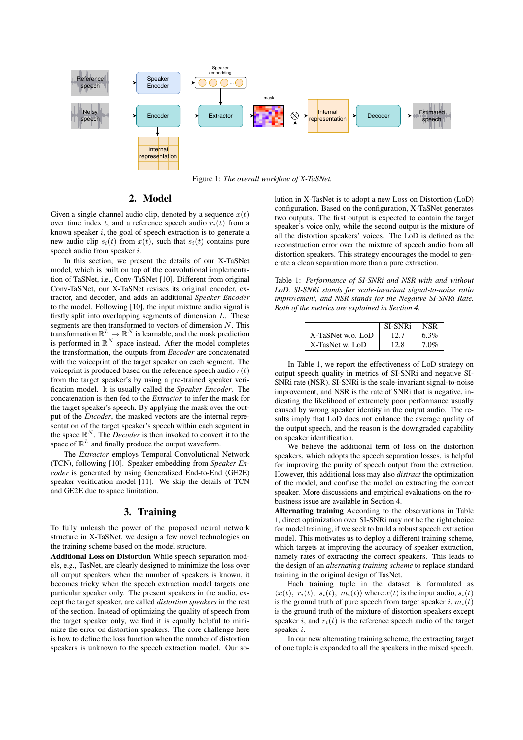Figure 1: *The overall workflow of X-TaSNet.*

## 2. Model

Given a single channel audio clip, denoted by a sequence $x(t)$ over time index $t$, and a reference speech audio $r_i(t)$ from a known speaker $i$, the goal of speech extraction is to generate a new audio clip $s_i(t)$ from $x(t)$, such that $s_i(t)$ contains pure speech audio from speaker $i$.

In this section, we present the details of our X-TaSNet model, which is built on top of the convolutional implementation of TaSNet, i.e., Conv-TaSNet [10]. Different from original Conv-TaSNet, our X-TaSNet revises its original encoder, extractor, and decoder, and adds an additional *Speaker Encoder* to the model. Following [10], the input mixture audio signal is firstly split into overlapping segments of dimension $L$. These segments are then transformed to vectors of dimension $N$. This transformation $\mathbb{R}^L \rightarrow \mathbb{R}^N$ is learnable, and the mask prediction is performed in $\mathbb{R}^N$ space instead. After the model completes the transformation, the outputs from *Encoder* are concatenated with the voiceprint of the target speaker on each segment. The voiceprint is produced based on the reference speech audio $r(t)$ from the target speaker's by using a pre-trained speaker verification model. It is usually called the *Speaker Encoder*. The concatenation is then fed to the *Extractor* to infer the mask for the target speaker's speech. By applying the mask over the output of the *Encoder*, the masked vectors are the internal representation of the target speaker's speech within each segment in the space $\mathbb{R}^N$. The *Decoder* is then invoked to convert it to the space of $\mathbb{R}^L$ and finally produce the output waveform.

The *Extractor* employs Temporal Convolutional Network (TCN), following [10]. Speaker embedding from *Speaker Encoder* is generated by using Generalized End-to-End (GE2E) speaker verification model [11]. We skip the details of TCN and GE2E due to space limitation.

## 3. Training

To fully unleash the power of the proposed neural network structure in X-TaSNet, we design a few novel technologies on the training scheme based on the model structure.

**Additional Loss on Distortion** While speech separation models, e.g., TasNet, are clearly designed to minimize the loss over all output speakers when the number of speakers is known, it becomes tricky when the speech extraction model targets one particular speaker only. The present speakers in the audio, except the target speaker, are called *distortion speakers* in the rest of the section. Instead of optimizing the quality of speech from the target speaker only, we find it is equally helpful to minimize the error on distortion speakers. The core challenge here is how to define the loss function when the number of distortion speakers is unknown to the speech extraction model. Our solution in X-TaSNet is to adopt a new Loss on Distortion (LoD) configuration. Based on the configuration, X-TaSNet generates two outputs. The first output is expected to contain the target speaker's voice only, while the second output is the mixture of all the distortion speakers' voices. The LoD is defined as the reconstruction error over the mixture of speech audio from all distortion speakers. This strategy encourages the model to generate a clean separation more than a pure extraction.

Table 1: *Performance of SI-SNRi and NSR with and without LoD. SI-SNRi stands for scale-invariant signal-to-noise ratio improvement, and NSR stands for the Negaitve SI-SNRi Rate. Both of the metrics are explained in Section 4.*

| | SI-SNRi | NSR |
|---|---|---|
| X-TaSNet w.o. LoD | 12.7 | 6.3% |
| X-TasNet w. LoD | 12.8 | 7.0% |

In Table 1, we report the effectiveness of LoD strategy on output speech quality in metrics of SI-SNRi and negative SI-SNRi rate (NSR). SI-SNRi is the scale-invariant signal-to-noise improvement, and NSR is the rate of SNRi that is negative, indicating the likelihood of extremely poor performance usually caused by wrong speaker identity in the output audio. The results imply that LoD does not enhance the average quality of the output speech, and the reason is the downgraded capability on speaker identification.

We believe the additional term of loss on the distortion speakers, which adopts the speech separation losses, is helpful for improving the purity of speech output from the extraction. However, this additional loss may also *distract* the optimization of the model, and confuse the model on extracting the correct speaker. More discussions and empirical evaluations on the robustness issue are available in Section 4.

**Alternating training** According to the observations in Table 1, direct optimization over SI-SNRi may not be the right choice for model training, if we seek to build a robust speech extraction model. This motivates us to deploy a different training scheme, which targets at improving the accuracy of speaker extraction, namely rates of extracting the correct speakers. This leads to the design of an *alternating training scheme* to replace standard training in the original design of TasNet.

Each training tuple in the dataset is formulated as $\langle x(t),\ r_i(t),\ s_i(t),\ m_i(t) \rangle$ where $x(t)$ is the input audio, $s_i(t)$ is the ground truth of pure speech from target speaker $i$, $m_i(t)$ is the ground truth of the mixture of distortion speakers except speaker $i$, and $r_i(t)$ is the reference speech audio of the target speaker $i$.

In our new alternating training scheme, the extracting target of one tuple is expanded to all the speakers in the mixed speech.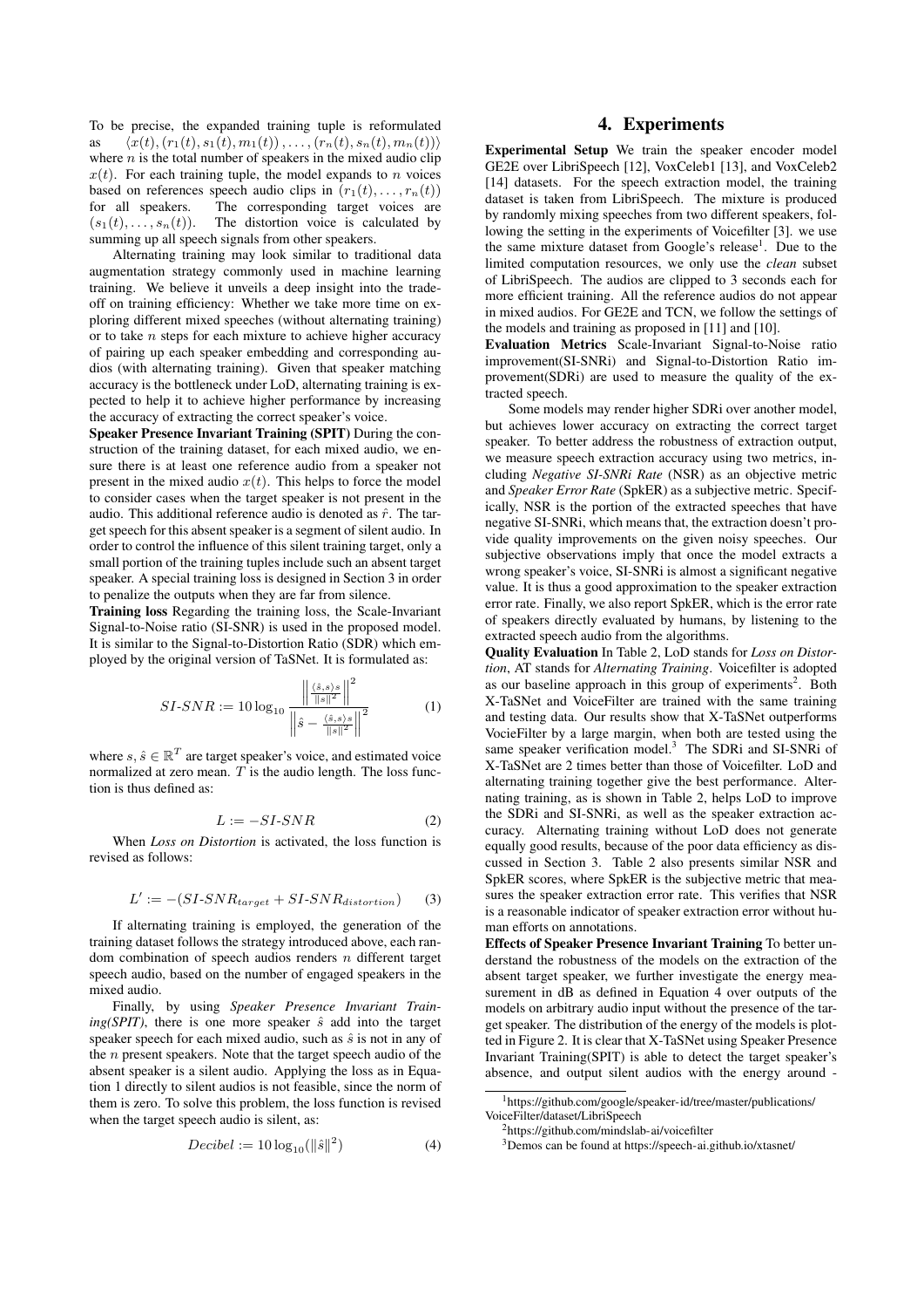To be precise, the expanded training tuple is reformulated as $\langle x(t), (r_1(t), s_1(t), m_1(t)), \ldots, (r_n(t), s_n(t), m_n(t)) \rangle$ where $n$ is the total number of speakers in the mixed audio clip $x(t)$. For each training tuple, the model expands to $n$ voices based on references speech audio clips in $(r_1(t), \ldots, r_n(t))$ for all speakers. The corresponding target voices are $(s_1(t), \ldots, s_n(t))$. The distortion voice is calculated by summing up all speech signals from other speakers.

Alternating training may look similar to traditional data augmentation strategy commonly used in machine learning training. We believe it unveils a deep insight into the trade-off on training efficiency: Whether we take more time on exploring different mixed speeches (without alternating training) or to take $n$ steps for each mixture to achieve higher accuracy of pairing up each speaker embedding and corresponding audios (with alternating training). Given that speaker matching accuracy is the bottleneck under LoD, alternating training is expected to help it to achieve higher performance by increasing the accuracy of extracting the correct speaker's voice.

**Speaker Presence Invariant Training (SPIT)** During the construction of the training dataset, for each mixed audio, we ensure there is at least one reference audio from a speaker not present in the mixed audio $x(t)$. This helps to force the model to consider cases when the target speaker is not present in the audio. This additional reference audio is denoted as $\hat{r}$. The target speech for this absent speaker is a segment of silent audio. In order to control the influence of this silent training target, only a small portion of the training tuples include such an absent target speaker. A special training loss is designed in Section 3 in order to penalize the outputs when they are far from silence.

**Training loss** Regarding the training loss, the Scale-Invariant Signal-to-Noise ratio (SI-SNR) is used in the proposed model. It is similar to the Signal-to-Distortion Ratio (SDR) which employed by the original version of TaSNet. It is formulated as:

$$SI\text{-}SNR := 10 \log_{10} \frac{\left\| \frac{\langle \hat{s}, s \rangle s}{\|s\|^2} \right\|^2}{\left\| \hat{s} - \frac{\langle \hat{s}, s \rangle s}{\|s\|^2} \right\|^2} \tag{1}$$

where $s, \hat{s} \in \mathbb{R}^T$ are target speaker's voice, and estimated voice normalized at zero mean. $T$ is the audio length. The loss function is thus defined as:

$$L := -SI\text{-}SNR \tag{2}$$

When *Loss on Distortion* is activated, the loss function is revised as follows:

$$L' := -(SI\text{-}SNR_{target} + SI\text{-}SNR_{distortion}) \tag{3}$$

If alternating training is employed, the generation of the training dataset follows the strategy introduced above, each random combination of speech audios renders $n$ different target speech audio, based on the number of engaged speakers in the mixed audio.

Finally, by using *Speaker Presence Invariant Training(SPIT)*, there is one more speaker $\hat{s}$ add into the target speaker speech for each mixed audio, such as $\hat{s}$ is not in any of the $n$ present speakers. Note that the target speech audio of the absent speaker is a silent audio. Applying the loss as in Equation 1 directly to silent audios is not feasible, since the norm of them is zero. To solve this problem, the loss function is revised when the target speech audio is silent, as:

$$Decibel := 10 \log_{10}(\|\hat{s}\|^2) \tag{4}$$

# 4. Experiments

**Experimental Setup** We train the speaker encoder model GE2E over LibriSpeech [12], VoxCeleb1 [13], and VoxCeleb2 [14] datasets. For the speech extraction model, the training dataset is taken from LibriSpeech. The mixture is produced by randomly mixing speeches from two different speakers, following the setting in the experiments of Voicefilter [3]. we use the same mixture dataset from Google's release[1]. Due to the limited computation resources, we only use the *clean* subset of LibriSpeech. The audios are clipped to 3 seconds each for more efficient training. All the reference audios do not appear in mixed audios. For GE2E and TCN, we follow the settings of the models and training as proposed in [11] and [10].

**Evaluation Metrics** Scale-Invariant Signal-to-Noise ratio improvement(SI-SNRi) and Signal-to-Distortion Ratio improvement(SDRi) are used to measure the quality of the extracted speech.

Some models may render higher SDRi over another model, but achieves lower accuracy on extracting the correct target speaker. To better address the robustness of extraction output, we measure speech extraction accuracy using two metrics, including *Negative SI-SNRi Rate* (NSR) as an objective metric and *Speaker Error Rate* (SpkER) as a subjective metric. Specifically, NSR is the portion of the extracted speeches that have negative SI-SNRi, which means that, the extraction doesn't provide quality improvements on the given noisy speeches. Our subjective observations imply that once the model extracts a wrong speaker's voice, SI-SNRi is almost a significant negative value. It is thus a good approximation to the speaker extraction error rate. Finally, we also report SpkER, which is the error rate of speakers directly evaluated by humans, by listening to the extracted speech audio from the algorithms.

**Quality Evaluation** In Table 2, LoD stands for *Loss on Distortion*, AT stands for *Alternating Training*. Voicefilter is adopted as our baseline approach in this group of experiments[2]. Both X-TaSNet and VoiceFilter are trained with the same training and testing data. Our results show that X-TaSNet outperforms VocieFilter by a large margin, when both are tested using the same speaker verification model.[3] The SDRi and SI-SNRi of X-TaSNet are 2 times better than those of Voicefilter. LoD and alternating training together give the best performance. Alternating training, as is shown in Table 2, helps LoD to improve the SDRi and SI-SNRi, as well as the speaker extraction accuracy. Alternating training without LoD does not generate equally good results, because of the poor data efficiency as discussed in Section 3. Table 2 also presents similar NSR and SpkER scores, where SpkER is the subjective metric that measures the speaker extraction error rate. This verifies that NSR is a reasonable indicator of speaker extraction error without human efforts on annotations.

**Effects of Speaker Presence Invariant Training** To better understand the robustness of the models on the extraction of the absent target speaker, we further investigate the energy measurement in dB as defined in Equation 4 over outputs of the models on arbitrary audio input without the presence of the target speaker. The distribution of the energy of the models is plotted in Figure 2. It is clear that X-TaSNet using Speaker Presence Invariant Training(SPIT) is able to detect the target speaker's absence, and output silent audios with the energy around -

[1] https://github.com/google/speaker-id/tree/master/publications/VoiceFilter/dataset/LibriSpeech

[2] https://github.com/mindslab-ai/voicefilter

[3] Demos can be found at https://speech-ai.github.io/xtasnet/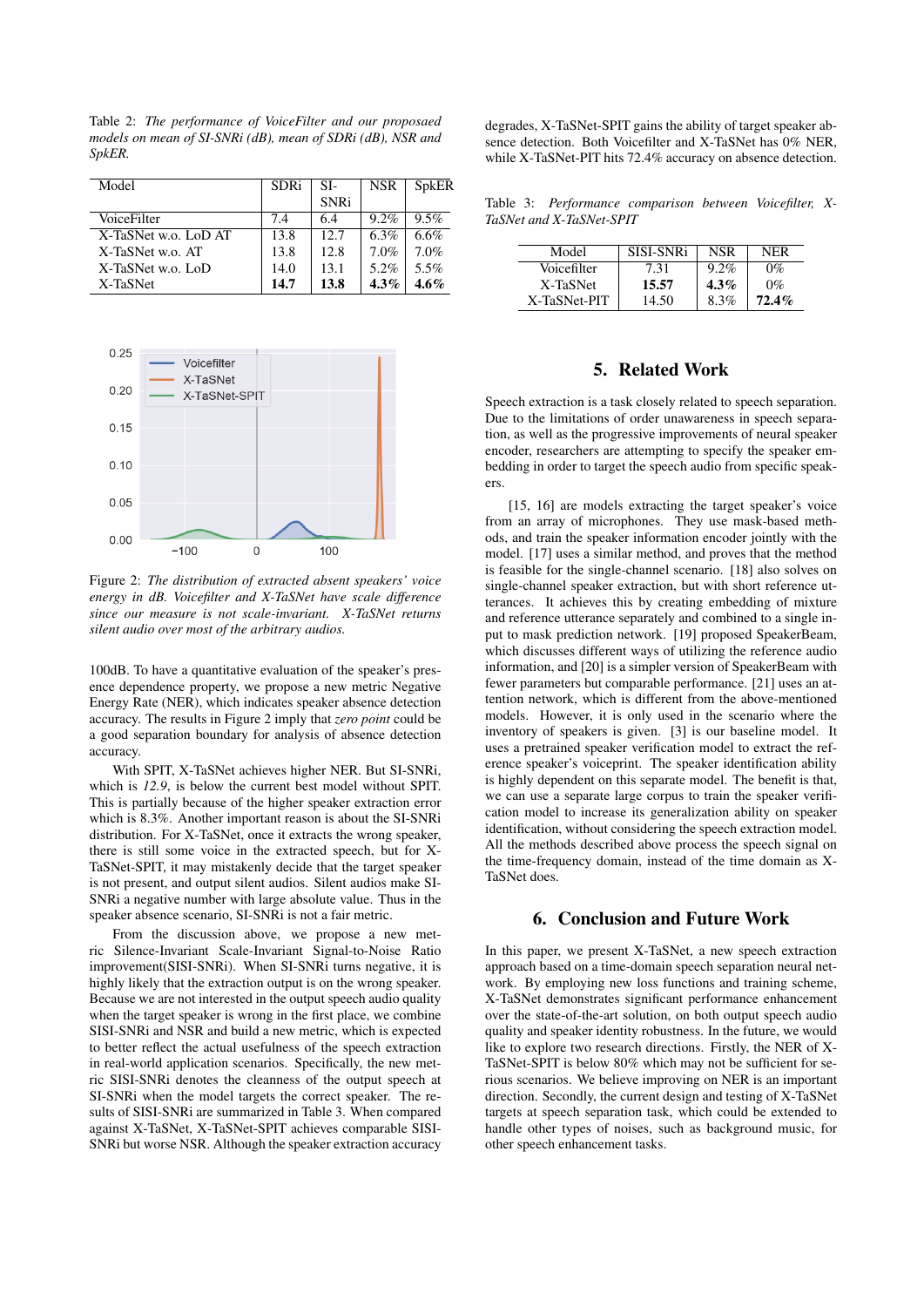Table 2: *The performance of VoiceFilter and our proposaed models on mean of SI-SNRi (dB), mean of SDRi (dB), NSR and SpkER.*

| Model | SDRi | SI-SNRi | NSR | SpkER |
|---|---|---|---|---|
| VoiceFilter | 7.4 | 6.4 | 9.2% | 9.5% |
| X-TaSNet w.o. LoD AT | 13.8 | 12.7 | 6.3% | 6.6% |
| X-TaSNet w.o. AT | 13.8 | 12.8 | 7.0% | 7.0% |
| X-TaSNet w.o. LoD | 14.0 | 13.1 | 5.2% | 5.5% |
| X-TaSNet | **14.7** | **13.8** | **4.3%** | **4.6%** |

Figure 2: *The distribution of extracted absent speakers' voice energy in dB. Voicefilter and X-TaSNet have scale difference since our measure is not scale-invariant. X-TaSNet returns silent audio over most of the arbitrary audios.*

100dB. To have a quantitative evaluation of the speaker's presence dependence property, we propose a new metric Negative Energy Rate (NER), which indicates speaker absence detection accuracy. The results in Figure 2 imply that *zero point* could be a good separation boundary for analysis of absence detection accuracy.

With SPIT, X-TaSNet achieves higher NER. But SI-SNRi, which is *12.9*, is below the current best model without SPIT. This is partially because of the higher speaker extraction error which is 8.3%. Another important reason is about the SI-SNRi distribution. For X-TaSNet, once it extracts the wrong speaker, there is still some voice in the extracted speech, but for X-TaSNet-SPIT, it may mistakenly decide that the target speaker is not present, and output silent audios. Silent audios make SI-SNRi a negative number with large absolute value. Thus in the speaker absence scenario, SI-SNRi is not a fair metric.

From the discussion above, we propose a new metric Silence-Invariant Scale-Invariant Signal-to-Noise Ratio improvement(SISI-SNRi). When SI-SNRi turns negative, it is highly likely that the extraction output is on the wrong speaker. Because we are not interested in the output speech audio quality when the target speaker is wrong in the first place, we combine SISI-SNRi and NSR and build a new metric, which is expected to better reflect the actual usefulness of the speech extraction in real-world application scenarios. Specifically, the new metric SISI-SNRi denotes the cleanness of the output speech at SI-SNRi when the model targets the correct speaker. The results of SISI-SNRi are summarized in Table 3. When compared against X-TaSNet, X-TaSNet-SPIT achieves comparable SISI-SNRi but worse NSR. Although the speaker extraction accuracy degrades, X-TaSNet-SPIT gains the ability of target speaker absence detection. Both Voicefilter and X-TaSNet has 0% NER, while X-TaSNet-PIT hits 72.4% accuracy on absence detection.

Table 3: *Performance comparison between Voicefilter, X-TaSNet and X-TaSNet-SPIT*

| Model | SISI-SNRi | NSR | NER |
|---|---|---|---|
| Voicefilter | 7.31 | 9.2% | 0% |
| X-TaSNet | **15.57** | **4.3%** | 0% |
| X-TaSNet-PIT | 14.50 | 8.3% | **72.4%** |

## 5. Related Work

Speech extraction is a task closely related to speech separation. Due to the limitations of order unawareness in speech separation, as well as the progressive improvements of neural speaker encoder, researchers are attempting to specify the speaker embedding in order to target the speech audio from specific speakers.

[15, 16] are models extracting the target speaker's voice from an array of microphones. They use mask-based methods, and train the speaker information encoder jointly with the model. [17] uses a similar method, and proves that the method is feasible for the single-channel scenario. [18] also solves on single-channel speaker extraction, but with short reference utterances. It achieves this by creating embedding of mixture and reference utterance separately and combined to a single input to mask prediction network. [19] proposed SpeakerBeam, which discusses different ways of utilizing the reference audio information, and [20] is a simpler version of SpeakerBeam with fewer parameters but comparable performance. [21] uses an attention network, which is different from the above-mentioned models. However, it is only used in the scenario where the inventory of speakers is given. [3] is our baseline model. It uses a pretrained speaker verification model to extract the reference speaker's voiceprint. The speaker identification ability is highly dependent on this separate model. The benefit is that, we can use a separate large corpus to train the speaker verification model to increase its generalization ability on speaker identification, without considering the speech extraction model. All the methods described above process the speech signal on the time-frequency domain, instead of the time domain as X-TaSNet does.

## 6. Conclusion and Future Work

In this paper, we present X-TaSNet, a new speech extraction approach based on a time-domain speech separation neural network. By employing new loss functions and training scheme, X-TaSNet demonstrates significant performance enhancement over the state-of-the-art solution, on both output speech audio quality and speaker identity robustness. In the future, we would like to explore two research directions. Firstly, the NER of X-TaSNet-SPIT is below 80% which may not be sufficient for serious scenarios. We believe improving on NER is an important direction. Secondly, the current design and testing of X-TaSNet targets at speech separation task, which could be extended to handle other types of noises, such as background music, for other speech enhancement tasks.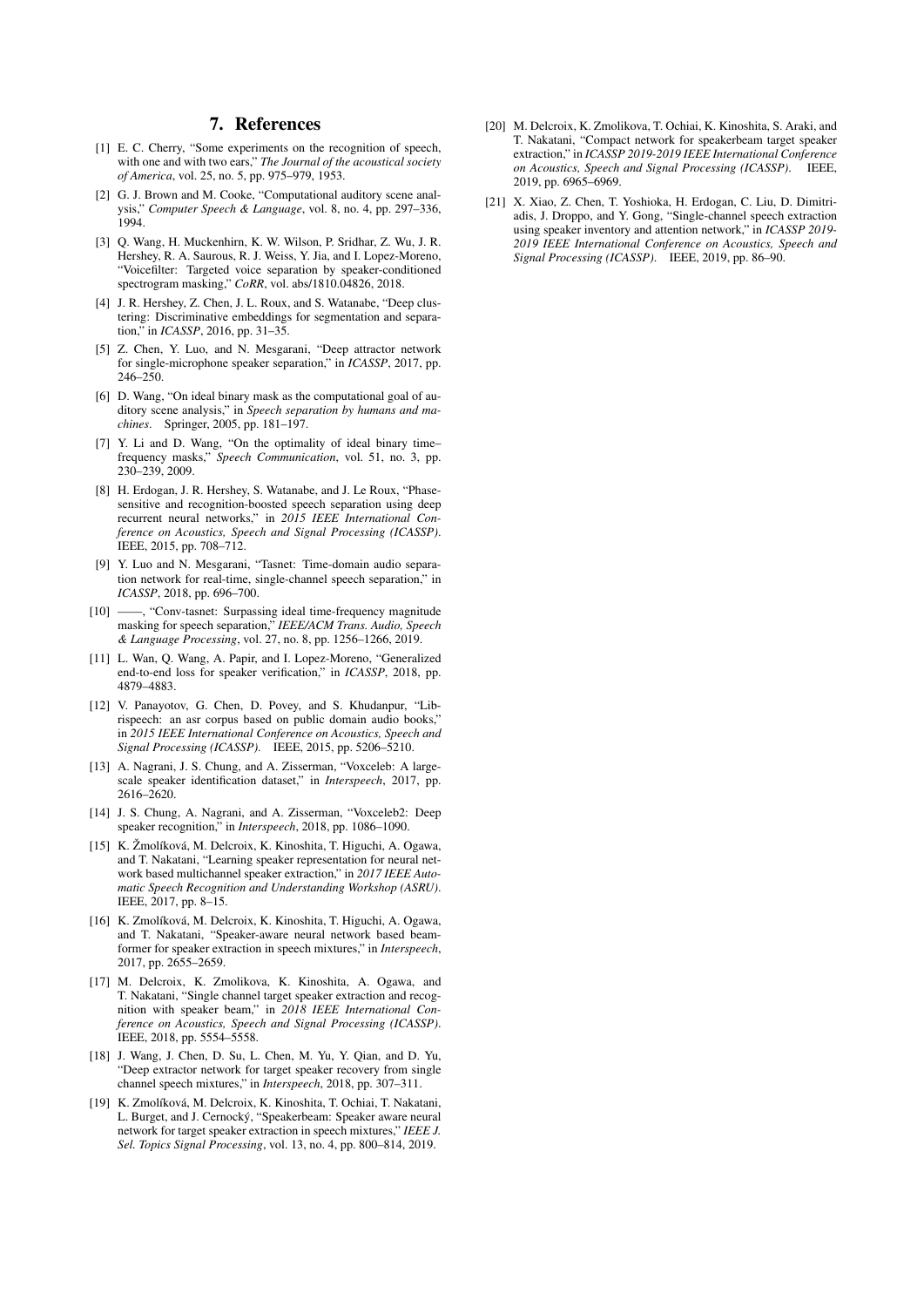# 7. References

[1] E. C. Cherry, "Some experiments on the recognition of speech, with one and with two ears," *The Journal of the acoustical society of America*, vol. 25, no. 5, pp. 975–979, 1953.

[2] G. J. Brown and M. Cooke, "Computational auditory scene analysis," *Computer Speech & Language*, vol. 8, no. 4, pp. 297–336, 1994.

[3] Q. Wang, H. Muckenhirn, K. W. Wilson, P. Sridhar, Z. Wu, J. R. Hershey, R. A. Saurous, R. J. Weiss, Y. Jia, and I. Lopez-Moreno, "Voicefilter: Targeted voice separation by speaker-conditioned spectrogram masking," *CoRR*, vol. abs/1810.04826, 2018.

[4] J. R. Hershey, Z. Chen, J. L. Roux, and S. Watanabe, "Deep clustering: Discriminative embeddings for segmentation and separation," in *ICASSP*, 2016, pp. 31–35.

[5] Z. Chen, Y. Luo, and N. Mesgarani, "Deep attractor network for single-microphone speaker separation," in *ICASSP*, 2017, pp. 246–250.

[6] D. Wang, "On ideal binary mask as the computational goal of auditory scene analysis," in *Speech separation by humans and machines*. Springer, 2005, pp. 181–197.

[7] Y. Li and D. Wang, "On the optimality of ideal binary time–frequency masks," *Speech Communication*, vol. 51, no. 3, pp. 230–239, 2009.

[8] H. Erdogan, J. R. Hershey, S. Watanabe, and J. Le Roux, "Phase-sensitive and recognition-boosted speech separation using deep recurrent neural networks," in *2015 IEEE International Conference on Acoustics, Speech and Signal Processing (ICASSP)*. IEEE, 2015, pp. 708–712.

[9] Y. Luo and N. Mesgarani, "Tasnet: Time-domain audio separation network for real-time, single-channel speech separation," in *ICASSP*, 2018, pp. 696–700.

[10] ——, "Conv-tasnet: Surpassing ideal time-frequency magnitude masking for speech separation," *IEEE/ACM Trans. Audio, Speech & Language Processing*, vol. 27, no. 8, pp. 1256–1266, 2019.

[11] L. Wan, Q. Wang, A. Papir, and I. Lopez-Moreno, "Generalized end-to-end loss for speaker verification," in *ICASSP*, 2018, pp. 4879–4883.

[12] V. Panayotov, G. Chen, D. Povey, and S. Khudanpur, "Librispeech: an asr corpus based on public domain audio books," in *2015 IEEE International Conference on Acoustics, Speech and Signal Processing (ICASSP)*. IEEE, 2015, pp. 5206–5210.

[13] A. Nagrani, J. S. Chung, and A. Zisserman, "Voxceleb: A large-scale speaker identification dataset," in *Interspeech*, 2017, pp. 2616–2620.

[14] J. S. Chung, A. Nagrani, and A. Zisserman, "Voxceleb2: Deep speaker recognition," in *Interspeech*, 2018, pp. 1086–1090.

[15] K. Žmolíková, M. Delcroix, K. Kinoshita, T. Higuchi, A. Ogawa, and T. Nakatani, "Learning speaker representation for neural network based multichannel speaker extraction," in *2017 IEEE Automatic Speech Recognition and Understanding Workshop (ASRU)*. IEEE, 2017, pp. 8–15.

[16] K. Zmolíková, M. Delcroix, K. Kinoshita, T. Higuchi, A. Ogawa, and T. Nakatani, "Speaker-aware neural network based beamformer for speaker extraction in speech mixtures," in *Interspeech*, 2017, pp. 2655–2659.

[17] M. Delcroix, K. Zmolikova, K. Kinoshita, A. Ogawa, and T. Nakatani, "Single channel target speaker extraction and recognition with speaker beam," in *2018 IEEE International Conference on Acoustics, Speech and Signal Processing (ICASSP)*. IEEE, 2018, pp. 5554–5558.

[18] J. Wang, J. Chen, D. Su, L. Chen, M. Yu, Y. Qian, and D. Yu, "Deep extractor network for target speaker recovery from single channel speech mixtures," in *Interspeech*, 2018, pp. 307–311.

[19] K. Zmolíková, M. Delcroix, K. Kinoshita, T. Ochiai, T. Nakatani, L. Burget, and J. Cernocký, "Speakerbeam: Speaker aware neural network for target speaker extraction in speech mixtures," *IEEE J. Sel. Topics Signal Processing*, vol. 13, no. 4, pp. 800–814, 2019.

[20] M. Delcroix, K. Zmolikova, T. Ochiai, K. Kinoshita, S. Araki, and T. Nakatani, "Compact network for speakerbeam target speaker extraction," in *ICASSP 2019-2019 IEEE International Conference on Acoustics, Speech and Signal Processing (ICASSP)*. IEEE, 2019, pp. 6965–6969.

[21] X. Xiao, Z. Chen, T. Yoshioka, H. Erdogan, C. Liu, D. Dimitriadis, J. Droppo, and Y. Gong, "Single-channel speech extraction using speaker inventory and attention network," in *ICASSP 2019-2019 IEEE International Conference on Acoustics, Speech and Signal Processing (ICASSP)*. IEEE, 2019, pp. 86–90.